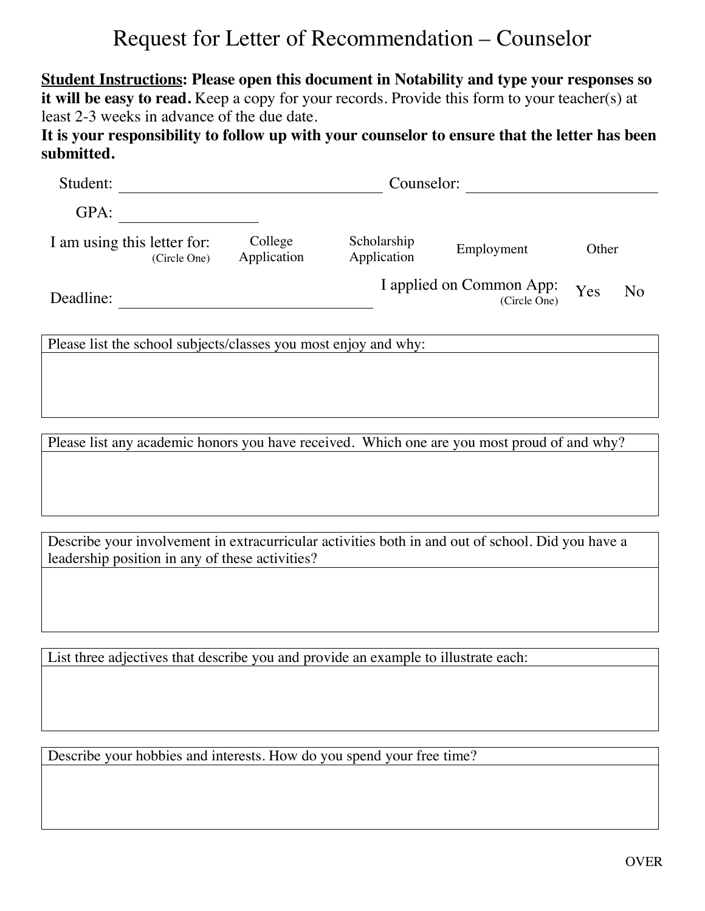# Request for Letter of Recommendation – Counselor

**Student Instructions: Please open this document in Notability and type your responses so it will be easy to read.** Keep a copy for your records. Provide this form to your teacher(s) at least 2-3 weeks in advance of the due date.

**It is your responsibility to follow up with your counselor to ensure that the letter has been submitted.**

Student: ______________________________ Counselor: ______________________

GPA: ________________

I am using this letter for: (Circle One) College Application Scholarship Application Employment Other

Deadline: ______________________________ I applied on Common App: (Circle One) Yes No

| Please list the school subjects/classes you most enjoy and why: |
|---|
| |

| Please list any academic honors you have received. Which one are you most proud of and why? |
|---|
| |

| Describe your involvement in extracurricular activities both in and out of school. Did you have a leadership position in any of these activities? |
|---|
| |

| List three adjectives that describe you and provide an example to illustrate each: |
|---|
| |

| Describe your hobbies and interests. How do you spend your free time? |
|---|
| |

OVER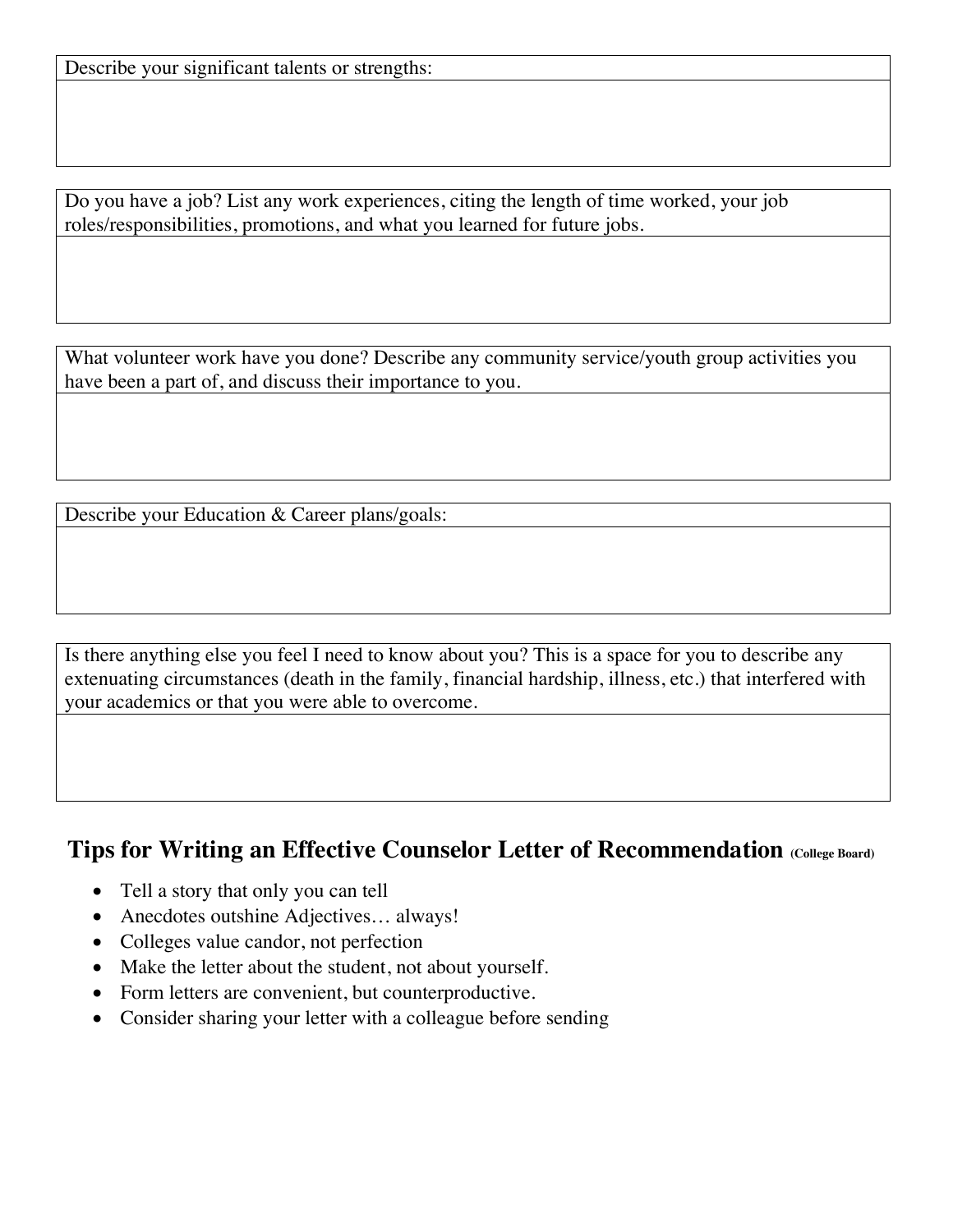| Describe your significant talents or strengths: |
| --- |
| |

| Do you have a job? List any work experiences, citing the length of time worked, your job roles/responsibilities, promotions, and what you learned for future jobs. |
| --- |
| |

| What volunteer work have you done? Describe any community service/youth group activities you have been a part of, and discuss their importance to you. |
| --- |
| |

| Describe your Education & Career plans/goals: |
| --- |
| |

| Is there anything else you feel I need to know about you? This is a space for you to describe any extenuating circumstances (death in the family, financial hardship, illness, etc.) that interfered with your academics or that you were able to overcome. |
| --- |
| |

## Tips for Writing an Effective Counselor Letter of Recommendation (College Board)

- Tell a story that only you can tell
- Anecdotes outshine Adjectives… always!
- Colleges value candor, not perfection
- Make the letter about the student, not about yourself.
- Form letters are convenient, but counterproductive.
- Consider sharing your letter with a colleague before sending